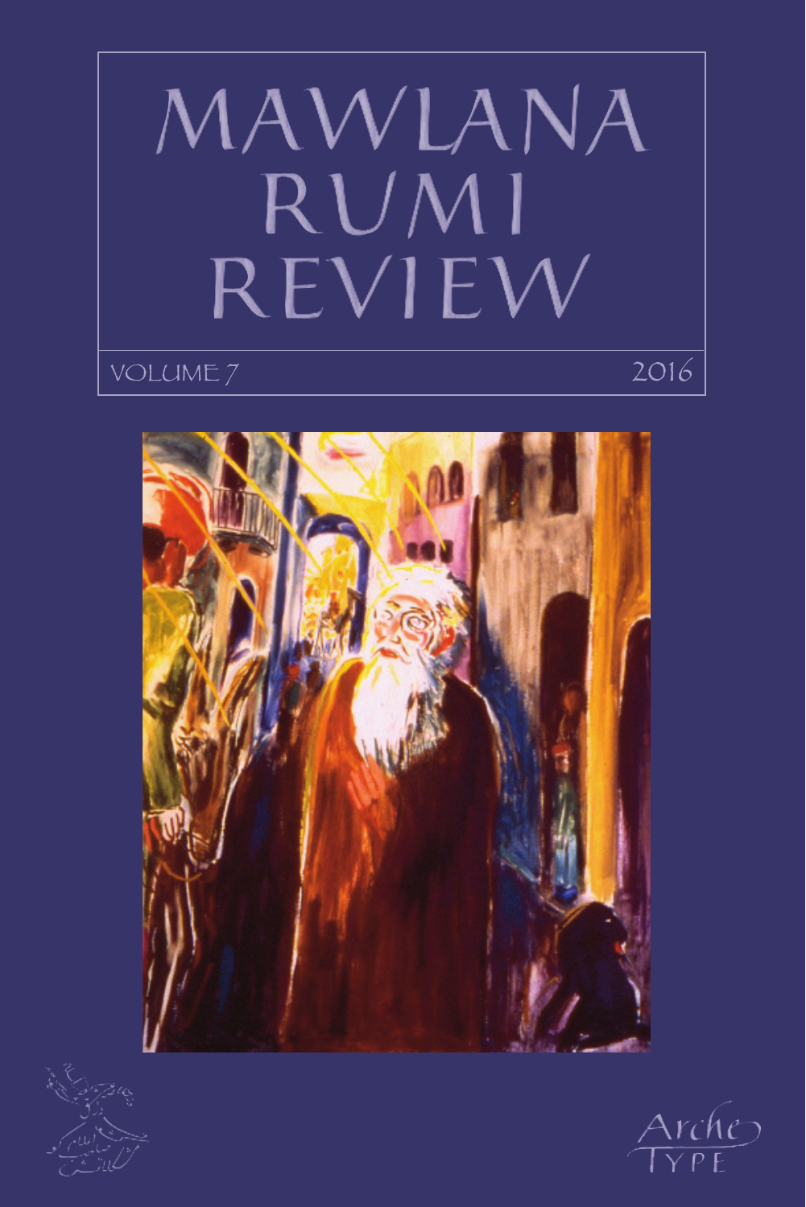# MAWLANA RUMI REVIEW

VOLUME 7 2016

Archetype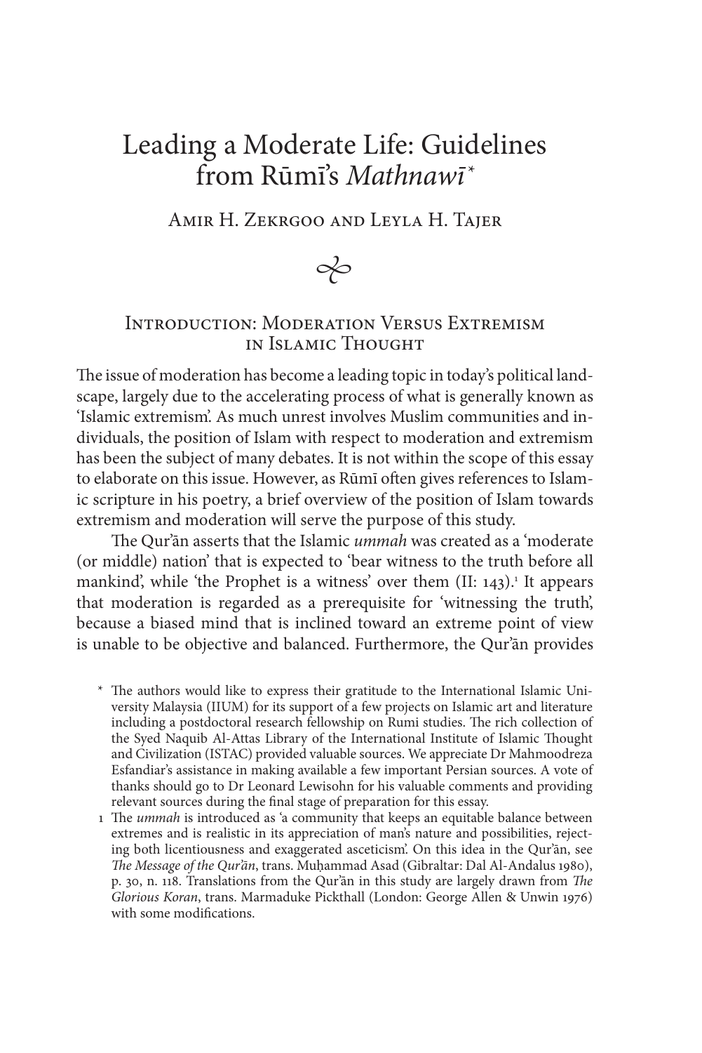# Leading a Moderate Life: Guidelines from Rūmī's *Mathnawī*[*]

Amir H. Zekrgoo and Leyla H. Tajer

## Introduction: Moderation Versus Extremism in Islamic Thought

The issue of moderation has become a leading topic in today's political landscape, largely due to the accelerating process of what is generally known as 'Islamic extremism'. As much unrest involves Muslim communities and individuals, the position of Islam with respect to moderation and extremism has been the subject of many debates. It is not within the scope of this essay to elaborate on this issue. However, as Rūmī often gives references to Islamic scripture in his poetry, a brief overview of the position of Islam towards extremism and moderation will serve the purpose of this study.

The Qur'ān asserts that the Islamic *ummah* was created as a 'moderate (or middle) nation' that is expected to 'bear witness to the truth before all mankind', while 'the Prophet is a witness' over them (II: 143).[1] It appears that moderation is regarded as a prerequisite for 'witnessing the truth', because a biased mind that is inclined toward an extreme point of view is unable to be objective and balanced. Furthermore, the Qur'ān provides

[*] The authors would like to express their gratitude to the International Islamic University Malaysia (IIUM) for its support of a few projects on Islamic art and literature including a postdoctoral research fellowship on Rumi studies. The rich collection of the Syed Naquib Al-Attas Library of the International Institute of Islamic Thought and Civilization (ISTAC) provided valuable sources. We appreciate Dr Mahmoodreza Esfandiar's assistance in making available a few important Persian sources. A vote of thanks should go to Dr Leonard Lewisohn for his valuable comments and providing relevant sources during the final stage of preparation for this essay.

[1] The *ummah* is introduced as 'a community that keeps an equitable balance between extremes and is realistic in its appreciation of man's nature and possibilities, rejecting both licentiousness and exaggerated asceticism'. On this idea in the Qur'ān, see *The Message of the Qur'ān*, trans. Muḥammad Asad (Gibraltar: Dal Al-Andalus 1980), p. 30, n. 118. Translations from the Qur'ān in this study are largely drawn from *The Glorious Koran*, trans. Marmaduke Pickthall (London: George Allen & Unwin 1976) with some modifications.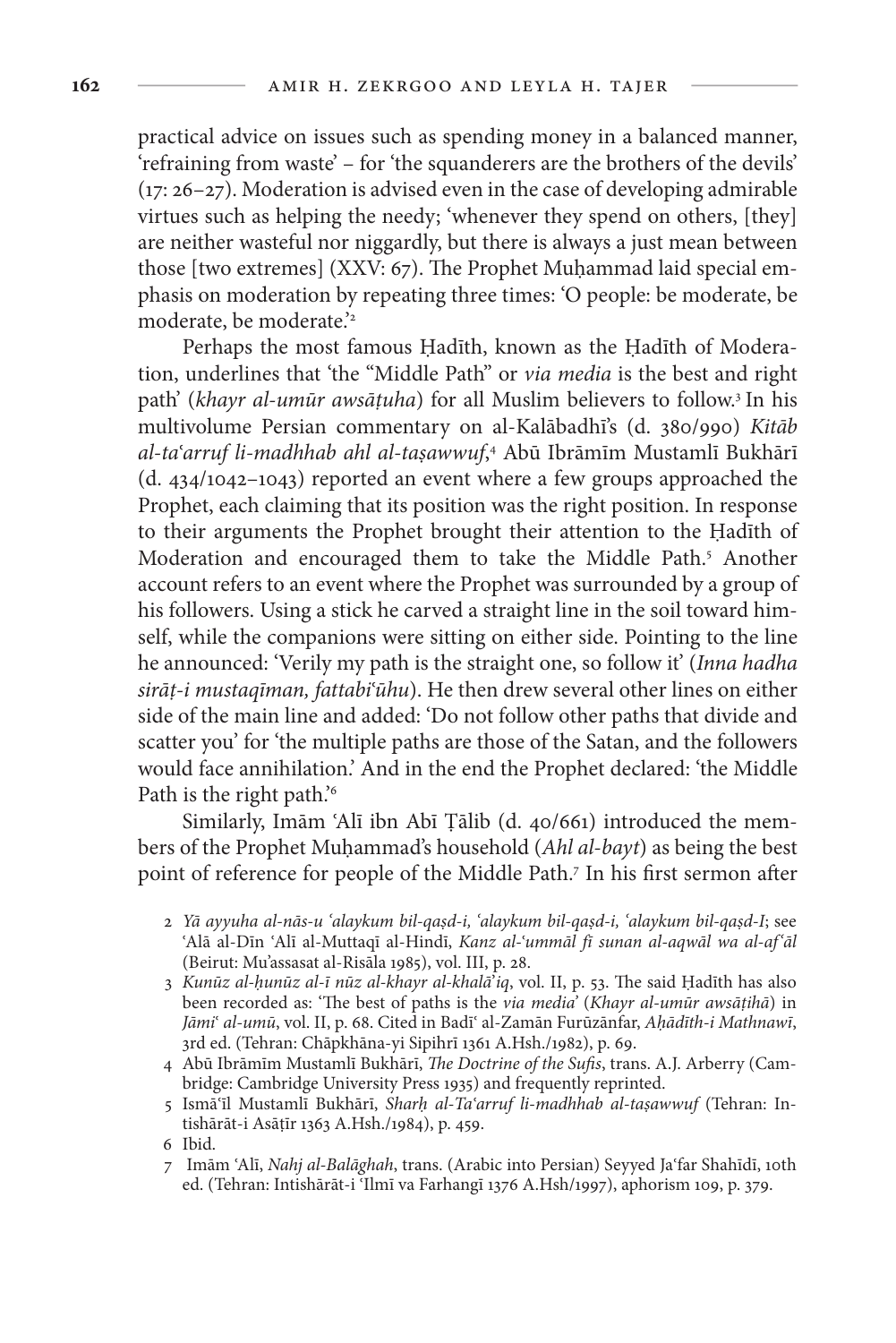practical advice on issues such as spending money in a balanced manner, 'refraining from waste' – for 'the squanderers are the brothers of the devils' (17: 26–27). Moderation is advised even in the case of developing admirable virtues such as helping the needy; 'whenever they spend on others, [they] are neither wasteful nor niggardly, but there is always a just mean between those [two extremes] (XXV: 67). The Prophet Muḥammad laid special emphasis on moderation by repeating three times: 'O people: be moderate, be moderate, be moderate.'[2]

Perhaps the most famous Ḥadīth, known as the Ḥadīth of Moderation, underlines that 'the "Middle Path" or *via media* is the best and right path' (*khayr al-umūr awsāṭuha*) for all Muslim believers to follow.[3] In his multivolume Persian commentary on al-Kalābadhī's (d. 380/990) *Kitāb al-ta'arruf li-madhhab ahl al-taṣawwuf*,[4] Abū Ibrāmīm Mustamlī Bukhārī (d. 434/1042–1043) reported an event where a few groups approached the Prophet, each claiming that its position was the right position. In response to their arguments the Prophet brought their attention to the Ḥadīth of Moderation and encouraged them to take the Middle Path.[5] Another account refers to an event where the Prophet was surrounded by a group of his followers. Using a stick he carved a straight line in the soil toward himself, while the companions were sitting on either side. Pointing to the line he announced: 'Verily my path is the straight one, so follow it' (*Inna hadha sirāṭ-i mustaqīman, fattabi'ūhu*). He then drew several other lines on either side of the main line and added: 'Do not follow other paths that divide and scatter you' for 'the multiple paths are those of the Satan, and the followers would face annihilation.' And in the end the Prophet declared: 'the Middle Path is the right path.'[6]

Similarly, Imām 'Alī ibn Abī Ṭālib (d. 40/661) introduced the members of the Prophet Muḥammad's household (*Ahl al-bayt*) as being the best point of reference for people of the Middle Path.[7] In his first sermon after

2 *Yā ayyuha al-nās-u 'alaykum bil-qaṣd-i, 'alaykum bil-qaṣd-i, 'alaykum bil-qaṣd-I*; see 'Alā al-Dīn 'Alī al-Muttaqī al-Hindī, *Kanz al-'ummāl fī sunan al-aqwāl wa al-af'āl* (Beirut: Mu'assasat al-Risāla 1985), vol. III, p. 28.

3 *Kunūz al-ḥunūz al-ī nūz al-khayr al-khalā'iq*, vol. II, p. 53. The said Ḥadīth has also been recorded as: 'The best of paths is the *via media*' (*Khayr al-umūr awsāṭihā*) in *Jāmi' al-umū*, vol. II, p. 68. Cited in Badī' al-Zamān Furūzānfar, *Aḥādīth-i Mathnawī*, 3rd ed. (Tehran: Chāpkhāna-yi Sipihrī 1361 A.Hsh./1982), p. 69.

4 Abū Ibrāmīm Mustamlī Bukhārī, *The Doctrine of the Sufis*, trans. A.J. Arberry (Cambridge: Cambridge University Press 1935) and frequently reprinted.

5 Ismā'īl Mustamlī Bukhārī, *Sharḥ al-Ta'arruf li-madhhab al-taṣawwuf* (Tehran: Intishārāt-i Asāṭīr 1363 A.Hsh./1984), p. 459.

6 Ibid.

7 Imām 'Alī, *Nahj al-Balāghah*, trans. (Arabic into Persian) Seyyed Ja'far Shahīdī, 10th ed. (Tehran: Intishārāt-i 'Ilmī va Farhangī 1376 A.Hsh/1997), aphorism 109, p. 379.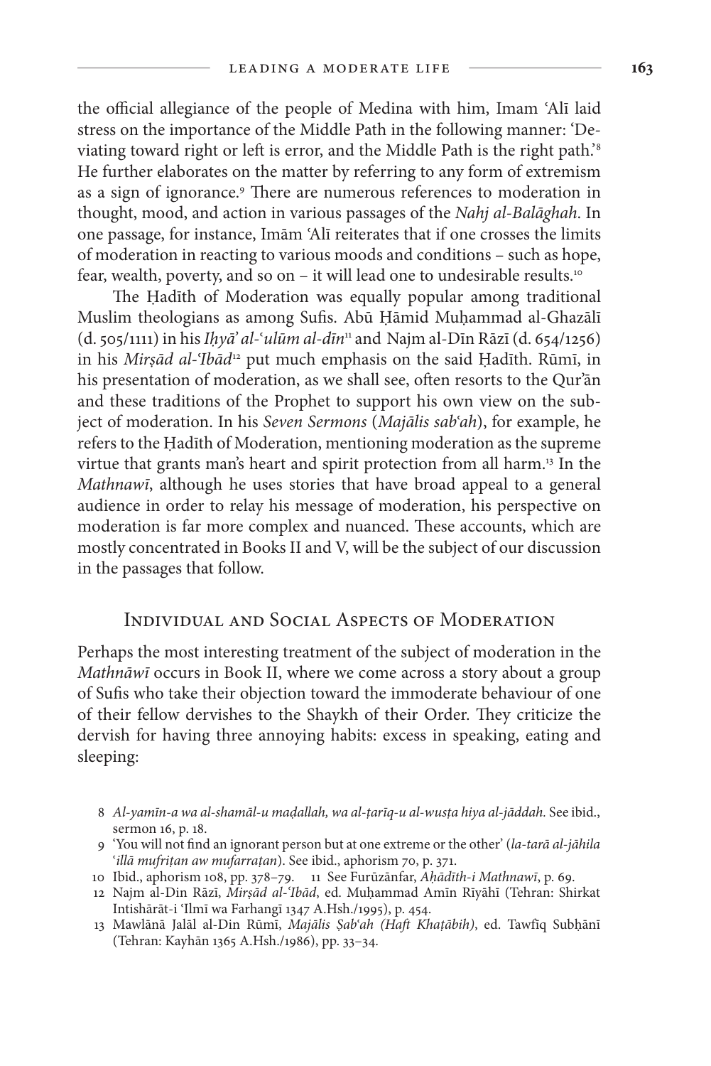the official allegiance of the people of Medina with him, Imam ʿAlī laid stress on the importance of the Middle Path in the following manner: 'Deviating toward right or left is error, and the Middle Path is the right path.'[8] He further elaborates on the matter by referring to any form of extremism as a sign of ignorance.[9] There are numerous references to moderation in thought, mood, and action in various passages of the *Nahj al-Balāghah*. In one passage, for instance, Imām ʿAlī reiterates that if one crosses the limits of moderation in reacting to various moods and conditions – such as hope, fear, wealth, poverty, and so on – it will lead one to undesirable results.[10]

The Ḥadīth of Moderation was equally popular among traditional Muslim theologians as among Sufis. Abū Ḥāmid Muḥammad al-Ghazālī (d. 505/1111) in his *Iḥyā' al-ʿulūm al-dīn*[11] and Najm al-Dīn Rāzī (d. 654/1256) in his *Mirṣād al-ʿIbād*[12] put much emphasis on the said Ḥadīth. Rūmī, in his presentation of moderation, as we shall see, often resorts to the Qur'ān and these traditions of the Prophet to support his own view on the subject of moderation. In his *Seven Sermons* (*Majālis sabʿah*), for example, he refers to the Ḥadīth of Moderation, mentioning moderation as the supreme virtue that grants man's heart and spirit protection from all harm.[13] In the *Mathnawī*, although he uses stories that have broad appeal to a general audience in order to relay his message of moderation, his perspective on moderation is far more complex and nuanced. These accounts, which are mostly concentrated in Books II and V, will be the subject of our discussion in the passages that follow.

## Individual and Social Aspects of Moderation

Perhaps the most interesting treatment of the subject of moderation in the *Mathnāwī* occurs in Book II, where we come across a story about a group of Sufis who take their objection toward the immoderate behaviour of one of their fellow dervishes to the Shaykh of their Order. They criticize the dervish for having three annoying habits: excess in speaking, eating and sleeping:

---

8 *Al-yamīn-a wa al-shamāl-u maḍallah, wa al-ṭarīq-u al-wusṭa hiya al-jāddah.* See ibid., sermon 16, p. 18.

9 'You will not find an ignorant person but at one extreme or the other' (*la-tarā al-jāhila ʿillā mufriṭan aw mufarraṭan*). See ibid., aphorism 70, p. 371.

10 Ibid., aphorism 108, pp. 378–79.

11 See Furūzānfar, *Aḥādīth-i Mathnawī*, p. 69.

12 Najm al-Din Rāzī, *Mirṣād al-ʿIbād*, ed. Muḥammad Amīn Rīyāhī (Tehran: Shirkat Intishārāt-i ʿIlmī wa Farhangī 1347 A.Hsh./1995), p. 454.

13 Mawlānā Jalāl al-Din Rūmī, *Majālis Ṣabʿah (Haft Khaṭābih)*, ed. Tawfīq Subḥānī (Tehran: Kayhān 1365 A.Hsh./1986), pp. 33–34.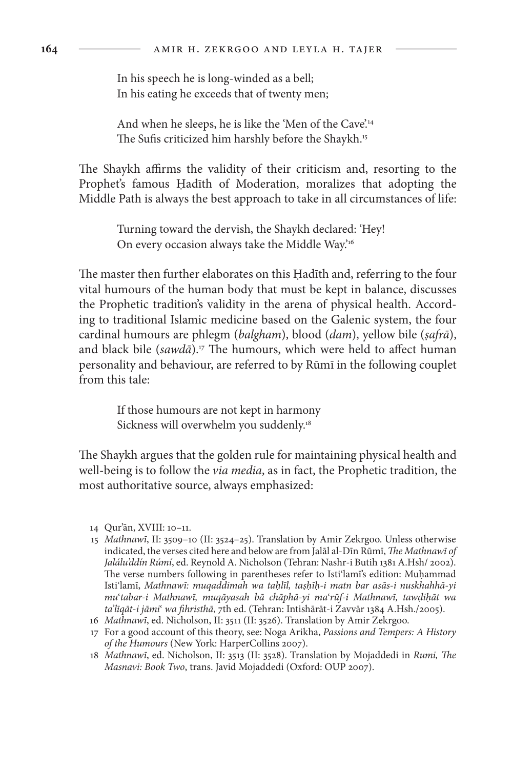> In his speech he is long-winded as a bell;
> In his eating he exceeds that of twenty men;
>
> And when he sleeps, he is like the 'Men of the Cave'.[14]
> The Sufis criticized him harshly before the Shaykh.[15]

The Shaykh affirms the validity of their criticism and, resorting to the Prophet's famous Ḥadīth of Moderation, moralizes that adopting the Middle Path is always the best approach to take in all circumstances of life:

> Turning toward the dervish, the Shaykh declared: 'Hey!
> On every occasion always take the Middle Way.'[16]

The master then further elaborates on this Ḥadīth and, referring to the four vital humours of the human body that must be kept in balance, discusses the Prophetic tradition's validity in the arena of physical health. According to traditional Islamic medicine based on the Galenic system, the four cardinal humours are phlegm (*balgham*), blood (*dam*), yellow bile (*ṣafrā*), and black bile (*sawdā*).[17] The humours, which were held to affect human personality and behaviour, are referred to by Rūmī in the following couplet from this tale:

> If those humours are not kept in harmony
> Sickness will overwhelm you suddenly.[18]

The Shaykh argues that the golden rule for maintaining physical health and well-being is to follow the *via media*, as in fact, the Prophetic tradition, the most authoritative source, always emphasized:

---

14 Qur'ān, XVIII: 10–11.

15 *Mathnawī*, II: 3509–10 (II: 3524–25). Translation by Amir Zekrgoo. Unless otherwise indicated, the verses cited here and below are from Jalāl al-Dīn Rūmī, *The Mathnawī of Jalálu'ddín Rúmí*, ed. Reynold A. Nicholson (Tehran: Nashr-i Butih 1381 A.Hsh/ 2002). The verse numbers following in parentheses refer to Isti'lamī's edition: Muḥammad Isti'lamī, *Mathnawī: muqaddimah wa taḥlīl, taṣḥīḥ-i matn bar asās-i nuskhahhā-yi mu'tabar-i Mathnawī, muqāyasah bā chāphā-yi ma'rūf-i Mathnawī, tawḍiḥāt wa ta'līqāt-i jāmi' wa fihristhā*, 7th ed. (Tehran: Intishārāt-i Zavvār 1384 A.Hsh./2005).

16 *Mathnawī*, ed. Nicholson, II: 3511 (II: 3526). Translation by Amir Zekrgoo.

17 For a good account of this theory, see: Noga Arikha, *Passions and Tempers: A History of the Humours* (New York: HarperCollins 2007).

18 *Mathnawī*, ed. Nicholson, II: 3513 (II: 3528). Translation by Mojaddedi in *Rumi, The Masnavi: Book Two*, trans. Javid Mojaddedi (Oxford: OUP 2007).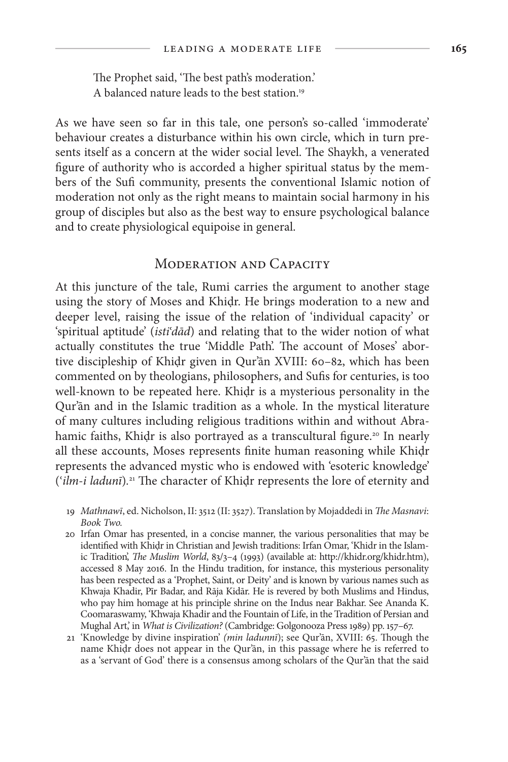The Prophet said, 'The best path's moderation.'
A balanced nature leads to the best station.[19]

As we have seen so far in this tale, one person's so-called 'immoderate' behaviour creates a disturbance within his own circle, which in turn presents itself as a concern at the wider social level. The Shaykh, a venerated figure of authority who is accorded a higher spiritual status by the members of the Sufi community, presents the conventional Islamic notion of moderation not only as the right means to maintain social harmony in his group of disciples but also as the best way to ensure psychological balance and to create physiological equipoise in general.

## Moderation and Capacity

At this juncture of the tale, Rumi carries the argument to another stage using the story of Moses and Khiḍr. He brings moderation to a new and deeper level, raising the issue of the relation of 'individual capacity' or 'spiritual aptitude' (*isti'dād*) and relating that to the wider notion of what actually constitutes the true 'Middle Path'. The account of Moses' abortive discipleship of Khiḍr given in Qur'ān XVIII: 60–82, which has been commented on by theologians, philosophers, and Sufis for centuries, is too well-known to be repeated here. Khiḍr is a mysterious personality in the Qur'ān and in the Islamic tradition as a whole. In the mystical literature of many cultures including religious traditions within and without Abrahamic faiths, Khiḍr is also portrayed as a transcultural figure.[20] In nearly all these accounts, Moses represents finite human reasoning while Khiḍr represents the advanced mystic who is endowed with 'esoteric knowledge' (*'ilm-i ladunī*).[21] The character of Khiḍr represents the lore of eternity and

19 *Mathnawī*, ed. Nicholson, II: 3512 (II: 3527). Translation by Mojaddedi in *The Masnavi: Book Two.*

20 Irfan Omar has presented, in a concise manner, the various personalities that may be identified with Khiḍr in Christian and Jewish traditions: Irfan Omar, 'Khidr in the Islamic Tradition', *The Muslim World*, 83/3–4 (1993) (available at: http://khidr.org/khidr.htm), accessed 8 May 2016. In the Hindu tradition, for instance, this mysterious personality has been respected as a 'Prophet, Saint, or Deity' and is known by various names such as Khwaja Khadir, Pīr Badar, and Rāja Kidār. He is revered by both Muslims and Hindus, who pay him homage at his principle shrine on the Indus near Bakhar. See Ananda K. Coomaraswamy, 'Khwaja Khadir and the Fountain of Life, in the Tradition of Persian and Mughal Art,' in *What is Civilization?* (Cambridge: Golgonooza Press 1989) pp. 157–67.

21 'Knowledge by divine inspiration' *(min ladunnī)*; see Qur'ān, XVIII: 65. Though the name Khiḍr does not appear in the Qur'ān, in this passage where he is referred to as a 'servant of God' there is a consensus among scholars of the Qur'ān that the said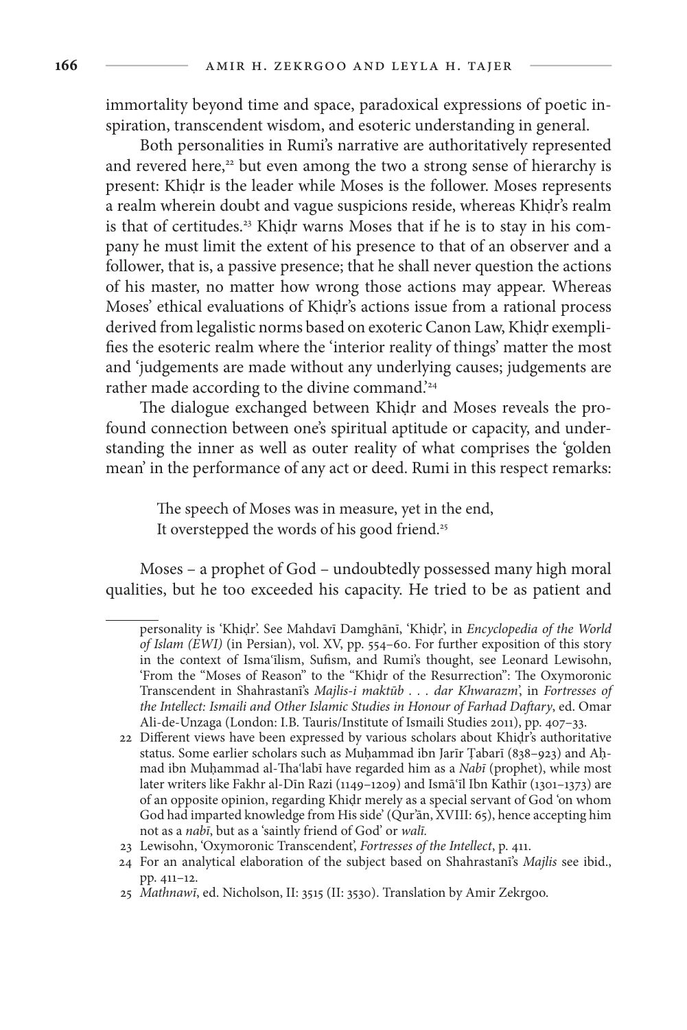immortality beyond time and space, paradoxical expressions of poetic inspiration, transcendent wisdom, and esoteric understanding in general.

Both personalities in Rumi's narrative are authoritatively represented and revered here,[22] but even among the two a strong sense of hierarchy is present: Khiḍr is the leader while Moses is the follower. Moses represents a realm wherein doubt and vague suspicions reside, whereas Khiḍr's realm is that of certitudes.[23] Khiḍr warns Moses that if he is to stay in his company he must limit the extent of his presence to that of an observer and a follower, that is, a passive presence; that he shall never question the actions of his master, no matter how wrong those actions may appear. Whereas Moses' ethical evaluations of Khiḍr's actions issue from a rational process derived from legalistic norms based on exoteric Canon Law, Khiḍr exemplifies the esoteric realm where the 'interior reality of things' matter the most and 'judgements are made without any underlying causes; judgements are rather made according to the divine command.'[24]

The dialogue exchanged between Khiḍr and Moses reveals the profound connection between one's spiritual aptitude or capacity, and understanding the inner as well as outer reality of what comprises the 'golden mean' in the performance of any act or deed. Rumi in this respect remarks:

> The speech of Moses was in measure, yet in the end,
> It overstepped the words of his good friend.[25]

Moses – a prophet of God – undoubtedly possessed many high moral qualities, but he too exceeded his capacity. He tried to be as patient and

---

personality is 'Khiḍr'. See Mahdavī Damghānī, 'Khiḍr', in *Encyclopedia of the World of Islam (EWI)* (in Persian), vol. XV, pp. 554–60. For further exposition of this story in the context of Isma'īlism, Sufism, and Rumi's thought, see Leonard Lewisohn, 'From the "Moses of Reason" to the "Khiḍr of the Resurrection": The Oxymoronic Transcendent in Shahrastanī's *Majlis-i maktūb . . . dar Khwarazm*', in *Fortresses of the Intellect: Ismaili and Other Islamic Studies in Honour of Farhad Daftary*, ed. Omar Ali-de-Unzaga (London: I.B. Tauris/Institute of Ismaili Studies 2011), pp. 407–33.

22 Different views have been expressed by various scholars about Khiḍr's authoritative status. Some earlier scholars such as Muḥammad ibn Jarīr Ṭabarī (838–923) and Aḥmad ibn Muḥammad al-Tha'labī have regarded him as a *Nabī* (prophet), while most later writers like Fakhr al-Dīn Razi (1149–1209) and Ismā'īl Ibn Kathīr (1301–1373) are of an opposite opinion, regarding Khiḍr merely as a special servant of God 'on whom God had imparted knowledge from His side' (Qur'ān, XVIII: 65), hence accepting him not as a *nabī*, but as a 'saintly friend of God' or *walī.*

23 Lewisohn, 'Oxymoronic Transcendent', *Fortresses of the Intellect*, p. 411.

24 For an analytical elaboration of the subject based on Shahrastanī's *Majlis* see ibid., pp. 411–12.

25 *Mathnawī*, ed. Nicholson, II: 3515 (II: 3530). Translation by Amir Zekrgoo.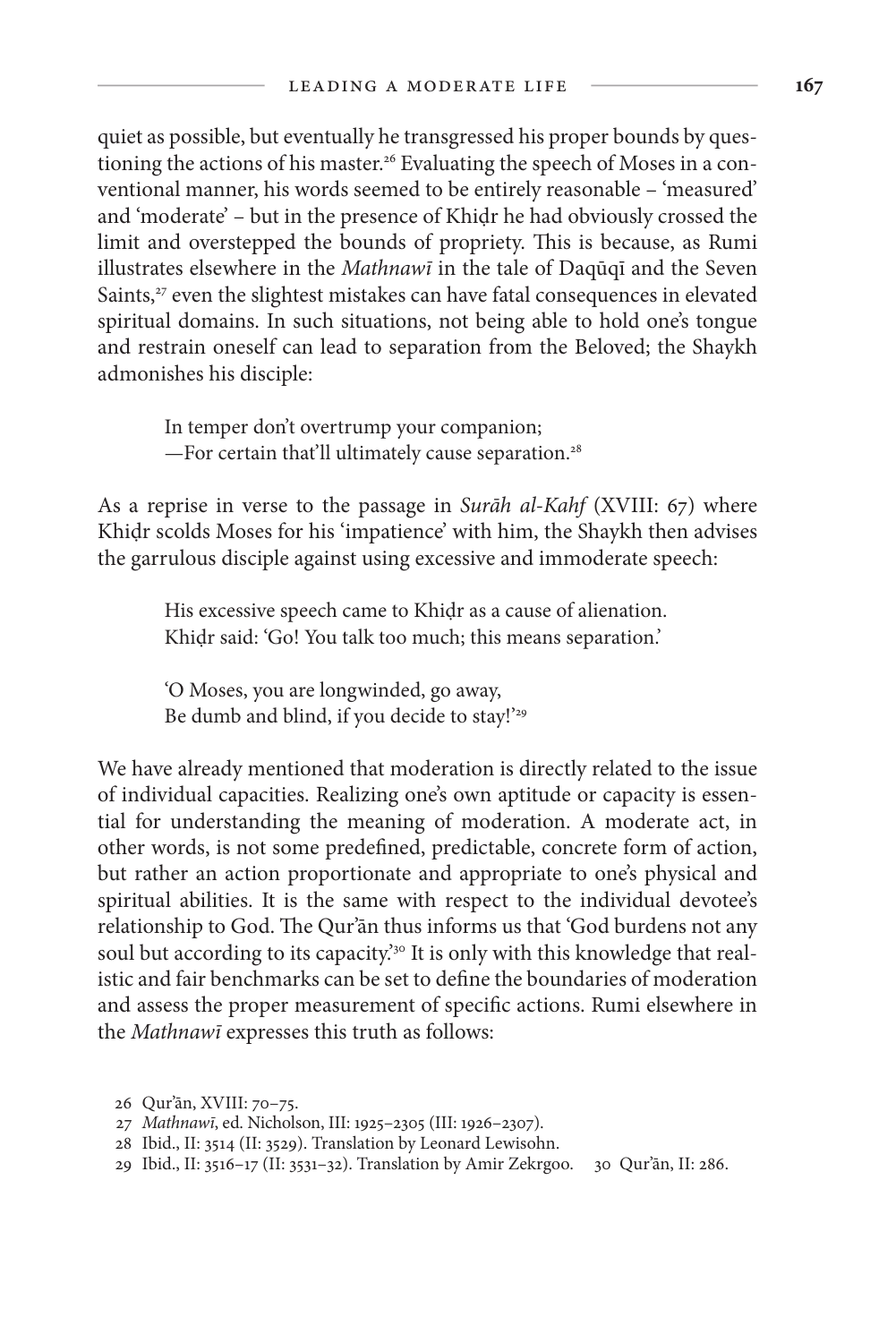quiet as possible, but eventually he transgressed his proper bounds by questioning the actions of his master.[26] Evaluating the speech of Moses in a conventional manner, his words seemed to be entirely reasonable – 'measured' and 'moderate' – but in the presence of Khiḍr he had obviously crossed the limit and overstepped the bounds of propriety. This is because, as Rumi illustrates elsewhere in the *Mathnawī* in the tale of Daqūqī and the Seven Saints,[27] even the slightest mistakes can have fatal consequences in elevated spiritual domains. In such situations, not being able to hold one's tongue and restrain oneself can lead to separation from the Beloved; the Shaykh admonishes his disciple:

> In temper don't overtrump your companion;
> —For certain that'll ultimately cause separation.[28]

As a reprise in verse to the passage in *Surāh al-Kahf* (XVIII: 67) where Khiḍr scolds Moses for his 'impatience' with him, the Shaykh then advises the garrulous disciple against using excessive and immoderate speech:

> His excessive speech came to Khiḍr as a cause of alienation.
> Khiḍr said: 'Go! You talk too much; this means separation.'
>
> 'O Moses, you are longwinded, go away,
> Be dumb and blind, if you decide to stay!'[29]

We have already mentioned that moderation is directly related to the issue of individual capacities. Realizing one's own aptitude or capacity is essential for understanding the meaning of moderation. A moderate act, in other words, is not some predefined, predictable, concrete form of action, but rather an action proportionate and appropriate to one's physical and spiritual abilities. It is the same with respect to the individual devotee's relationship to God. The Qur'ān thus informs us that 'God burdens not any soul but according to its capacity.'[30] It is only with this knowledge that realistic and fair benchmarks can be set to define the boundaries of moderation and assess the proper measurement of specific actions. Rumi elsewhere in the *Mathnawī* expresses this truth as follows:

26 Qur'ān, XVIII: 70–75.
27 *Mathnawī*, ed. Nicholson, III: 1925–2305 (III: 1926–2307).
28 Ibid., II: 3514 (II: 3529). Translation by Leonard Lewisohn.
29 Ibid., II: 3516–17 (II: 3531–32). Translation by Amir Zekrgoo.
30 Qur'ān, II: 286.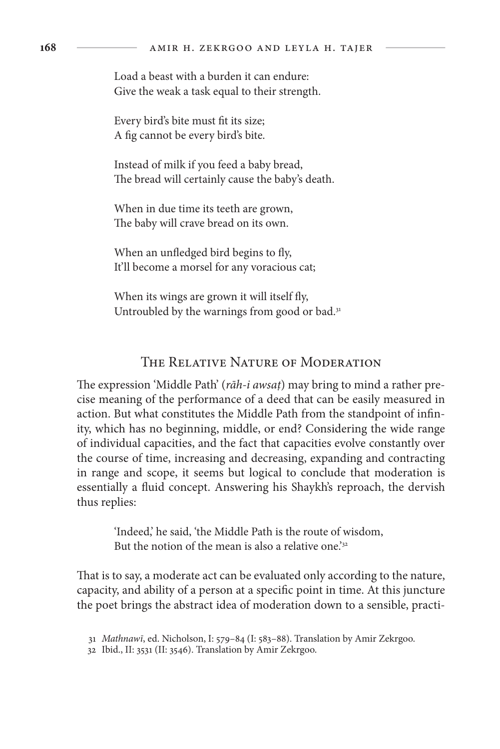Load a beast with a burden it can endure:
Give the weak a task equal to their strength.

Every bird's bite must fit its size;
A fig cannot be every bird's bite.

Instead of milk if you feed a baby bread,
The bread will certainly cause the baby's death.

When in due time its teeth are grown,
The baby will crave bread on its own.

When an unfledged bird begins to fly,
It'll become a morsel for any voracious cat;

When its wings are grown it will itself fly,
Untroubled by the warnings from good or bad.[31]

## The Relative Nature of Moderation

The expression 'Middle Path' (*rāh-i awsaṭ*) may bring to mind a rather precise meaning of the performance of a deed that can be easily measured in action. But what constitutes the Middle Path from the standpoint of infinity, which has no beginning, middle, or end? Considering the wide range of individual capacities, and the fact that capacities evolve constantly over the course of time, increasing and decreasing, expanding and contracting in range and scope, it seems but logical to conclude that moderation is essentially a fluid concept. Answering his Shaykh's reproach, the dervish thus replies:

> 'Indeed,' he said, 'the Middle Path is the route of wisdom,
> But the notion of the mean is also a relative one.'[32]

That is to say, a moderate act can be evaluated only according to the nature, capacity, and ability of a person at a specific point in time. At this juncture the poet brings the abstract idea of moderation down to a sensible, practi-

31 *Mathnawī*, ed. Nicholson, I: 579–84 (I: 583–88). Translation by Amir Zekrgoo.

32 Ibid., II: 3531 (II: 3546). Translation by Amir Zekrgoo.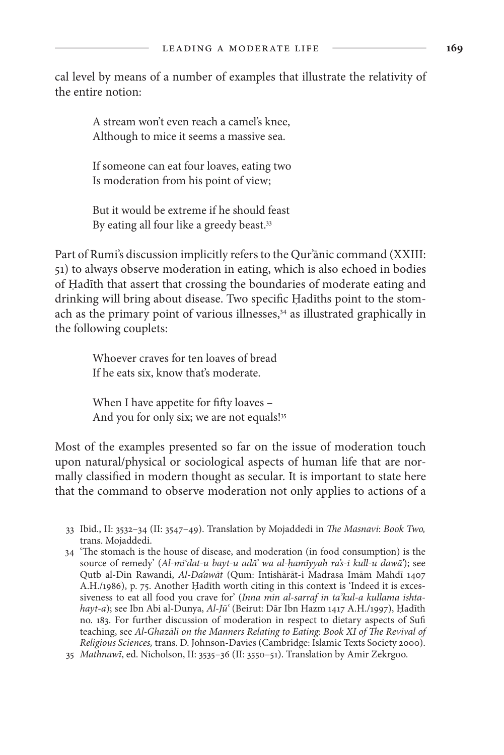cal level by means of a number of examples that illustrate the relativity of the entire notion:

> A stream won't even reach a camel's knee,
> Although to mice it seems a massive sea.
>
> If someone can eat four loaves, eating two
> Is moderation from his point of view;
>
> But it would be extreme if he should feast
> By eating all four like a greedy beast.[33]

Part of Rumi's discussion implicitly refers to the Qur'ānic command (XXIII: 51) to always observe moderation in eating, which is also echoed in bodies of Ḥadīth that assert that crossing the boundaries of moderate eating and drinking will bring about disease. Two specific Ḥadīths point to the stomach as the primary point of various illnesses,[34] as illustrated graphically in the following couplets:

> Whoever craves for ten loaves of bread
> If he eats six, know that's moderate.
>
> When I have appetite for fifty loaves –
> And you for only six; we are not equals![35]

Most of the examples presented so far on the issue of moderation touch upon natural/physical or sociological aspects of human life that are normally classified in modern thought as secular. It is important to state here that the command to observe moderation not only applies to actions of a

---

33 Ibid., II: 3532–34 (II: 3547–49). Translation by Mojaddedi in *The Masnavi*: *Book Two,* trans. Mojaddedi.

34 'The stomach is the house of disease, and moderation (in food consumption) is the source of remedy' (*Al-mi'dat-u bayt-u adā' wa al-ḥamīyyah ra's-i kull-u dawā'*); see Qutb al-Din Rawandi, *Al-Da'awāt* (Qum: Intishārāt-i Madrasa Imām Mahdī 1407 A.H./1986), p. 75. Another Ḥadīth worth citing in this context is 'Indeed it is excessiveness to eat all food you crave for' (*Inna min al-sarraf in ta'kul-a kullama ishtahayt-a*); see Ibn Abi al-Dunya, *Al-Jū'* (Beirut: Dār Ibn Hazm 1417 A.H./1997), Ḥadīth no. 183. For further discussion of moderation in respect to dietary aspects of Sufi teaching, see *Al-Ghazālī on the Manners Relating to Eating: Book XI of The Revival of Religious Sciences,* trans. D. Johnson-Davies (Cambridge: Islamic Texts Society 2000).

35 *Mathnawī*, ed. Nicholson, II: 3535–36 (II: 3550–51). Translation by Amir Zekrgoo.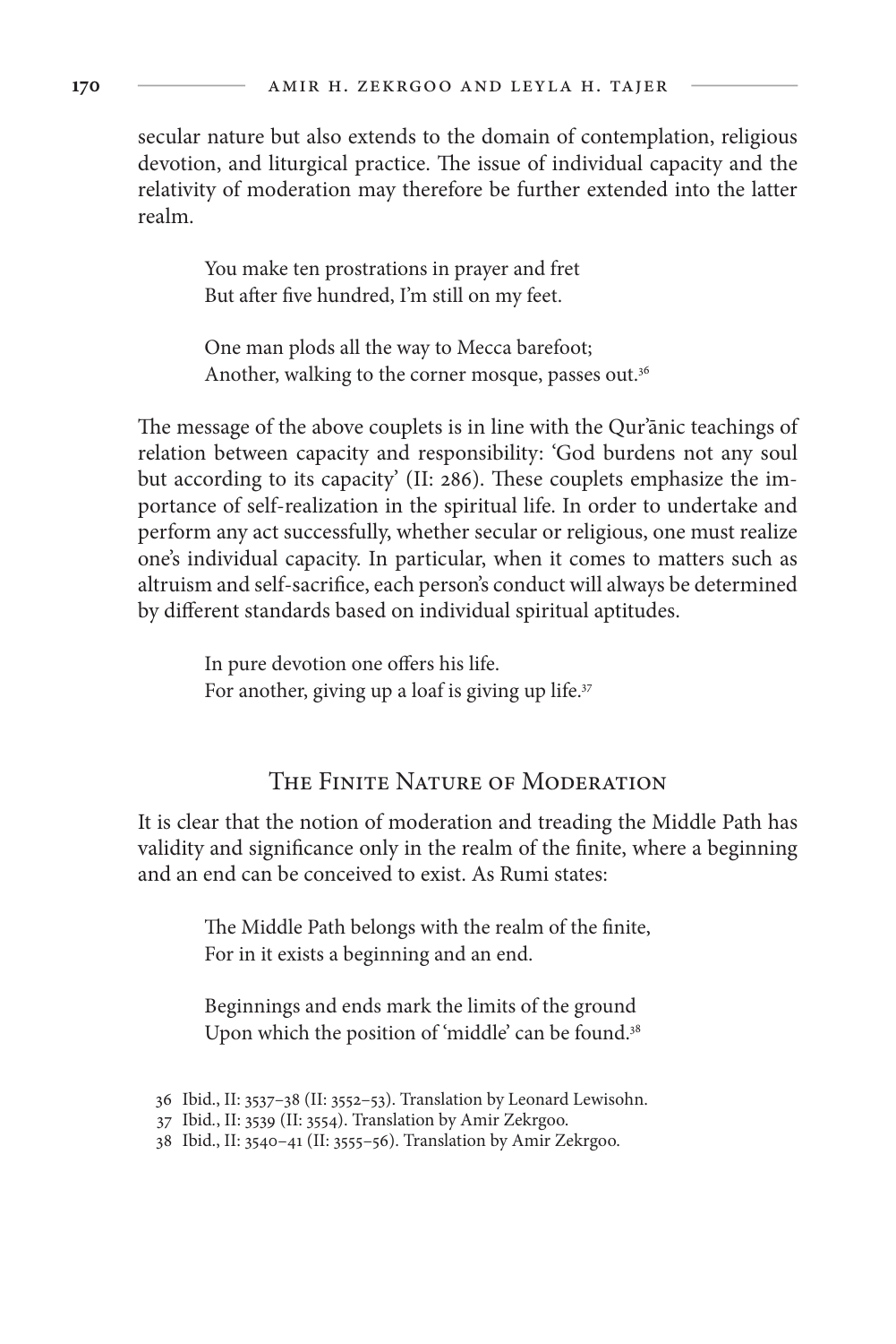secular nature but also extends to the domain of contemplation, religious devotion, and liturgical practice. The issue of individual capacity and the relativity of moderation may therefore be further extended into the latter realm.

> You make ten prostrations in prayer and fret
> But after five hundred, I'm still on my feet.
>
> One man plods all the way to Mecca barefoot;
> Another, walking to the corner mosque, passes out.[36]

The message of the above couplets is in line with the Qur'ānic teachings of relation between capacity and responsibility: 'God burdens not any soul but according to its capacity' (II: 286). These couplets emphasize the importance of self-realization in the spiritual life. In order to undertake and perform any act successfully, whether secular or religious, one must realize one's individual capacity. In particular, when it comes to matters such as altruism and self-sacrifice, each person's conduct will always be determined by different standards based on individual spiritual aptitudes.

> In pure devotion one offers his life.
> For another, giving up a loaf is giving up life.[37]

## The Finite Nature of Moderation

It is clear that the notion of moderation and treading the Middle Path has validity and significance only in the realm of the finite, where a beginning and an end can be conceived to exist. As Rumi states:

> The Middle Path belongs with the realm of the finite,
> For in it exists a beginning and an end.
>
> Beginnings and ends mark the limits of the ground
> Upon which the position of 'middle' can be found.[38]

36 Ibid., II: 3537–38 (II: 3552–53). Translation by Leonard Lewisohn.
37 Ibid., II: 3539 (II: 3554). Translation by Amir Zekrgoo.
38 Ibid., II: 3540–41 (II: 3555–56). Translation by Amir Zekrgoo.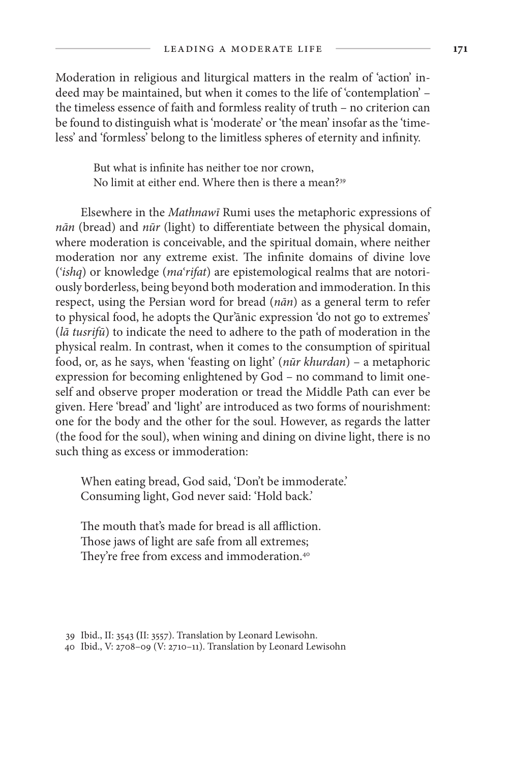Moderation in religious and liturgical matters in the realm of 'action' indeed may be maintained, but when it comes to the life of 'contemplation' – the timeless essence of faith and formless reality of truth – no criterion can be found to distinguish what is 'moderate' or 'the mean' insofar as the 'timeless' and 'formless' belong to the limitless spheres of eternity and infinity.

> But what is infinite has neither toe nor crown,
> No limit at either end. Where then is there a mean?[39]

Elsewhere in the *Mathnawī* Rumi uses the metaphoric expressions of *nān* (bread) and *nūr* (light) to differentiate between the physical domain, where moderation is conceivable, and the spiritual domain, where neither moderation nor any extreme exist. The infinite domains of divine love (*'ishq*) or knowledge (*ma'rifat*) are epistemological realms that are notoriously borderless, being beyond both moderation and immoderation. In this respect, using the Persian word for bread (*nān*) as a general term to refer to physical food, he adopts the Qur'ānic expression 'do not go to extremes' (*lā tusrifū*) to indicate the need to adhere to the path of moderation in the physical realm. In contrast, when it comes to the consumption of spiritual food, or, as he says, when 'feasting on light' (*nūr khurdan*) – a metaphoric expression for becoming enlightened by God – no command to limit oneself and observe proper moderation or tread the Middle Path can ever be given. Here 'bread' and 'light' are introduced as two forms of nourishment: one for the body and the other for the soul. However, as regards the latter (the food for the soul), when wining and dining on divine light, there is no such thing as excess or immoderation:

> When eating bread, God said, 'Don't be immoderate.'
> Consuming light, God never said: 'Hold back.'
>
> The mouth that's made for bread is all affliction.
> Those jaws of light are safe from all extremes;
> They're free from excess and immoderation.[40]

---

39 Ibid., II: 3543 (II: 3557). Translation by Leonard Lewisohn.

40 Ibid., V: 2708–09 (V: 2710–11). Translation by Leonard Lewisohn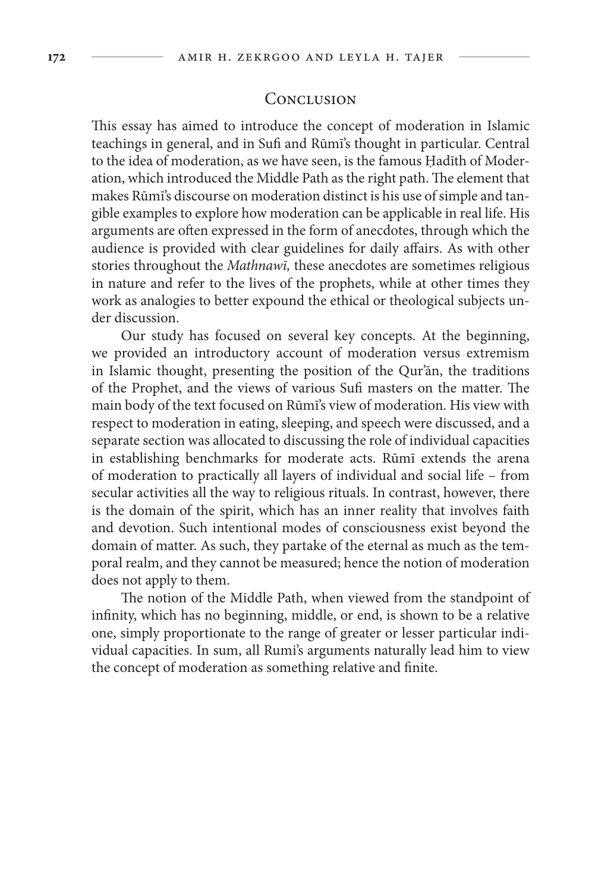## Conclusion

This essay has aimed to introduce the concept of moderation in Islamic teachings in general, and in Sufi and Rūmī's thought in particular. Central to the idea of moderation, as we have seen, is the famous Ḥadīth of Moderation, which introduced the Middle Path as the right path. The element that makes Rūmī's discourse on moderation distinct is his use of simple and tangible examples to explore how moderation can be applicable in real life. His arguments are often expressed in the form of anecdotes, through which the audience is provided with clear guidelines for daily affairs. As with other stories throughout the *Mathnawī,* these anecdotes are sometimes religious in nature and refer to the lives of the prophets, while at other times they work as analogies to better expound the ethical or theological subjects under discussion.

Our study has focused on several key concepts. At the beginning, we provided an introductory account of moderation versus extremism in Islamic thought, presenting the position of the Qur'ān, the traditions of the Prophet, and the views of various Sufi masters on the matter. The main body of the text focused on Rūmī's view of moderation. His view with respect to moderation in eating, sleeping, and speech were discussed, and a separate section was allocated to discussing the role of individual capacities in establishing benchmarks for moderate acts. Rūmī extends the arena of moderation to practically all layers of individual and social life – from secular activities all the way to religious rituals. In contrast, however, there is the domain of the spirit, which has an inner reality that involves faith and devotion. Such intentional modes of consciousness exist beyond the domain of matter. As such, they partake of the eternal as much as the temporal realm, and they cannot be measured; hence the notion of moderation does not apply to them.

The notion of the Middle Path, when viewed from the standpoint of infinity, which has no beginning, middle, or end, is shown to be a relative one, simply proportionate to the range of greater or lesser particular individual capacities. In sum, all Rumi's arguments naturally lead him to view the concept of moderation as something relative and finite.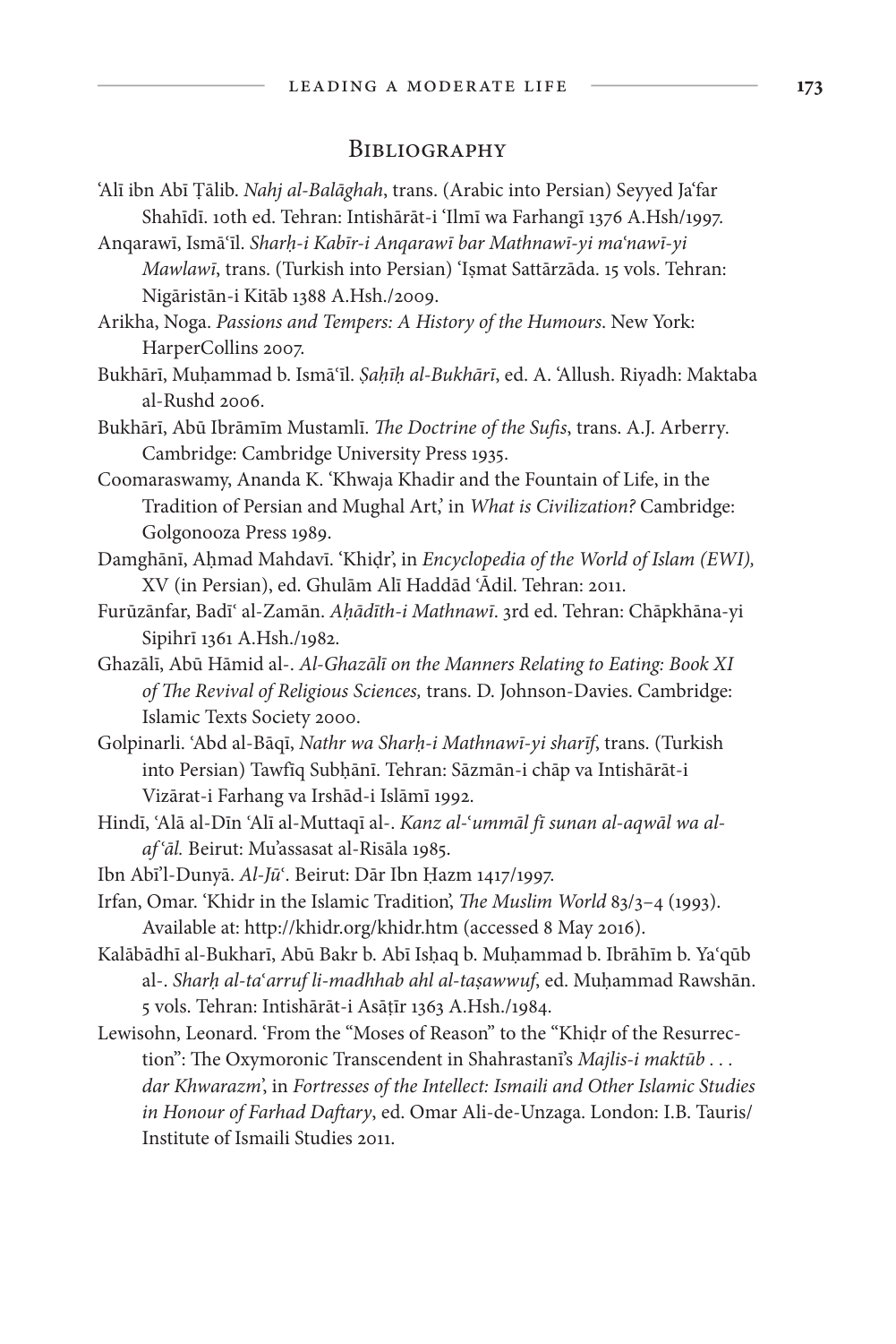## Bibliography

ʿAlī ibn Abī Ṭālib. *Nahj al-Balāghah*, trans. (Arabic into Persian) Seyyed Jaʿfar Shahīdī. 10th ed. Tehran: Intishārāt-i ʿIlmī wa Farhangī 1376 A.Hsh/1997.

Anqarawī, Ismāʿīl. *Sharḥ-i Kabīr-i Anqarawī bar Mathnawī-yi maʿnawī-yi Mawlawī*, trans. (Turkish into Persian) ʿIṣmat Sattārzāda. 15 vols. Tehran: Nigāristān-i Kitāb 1388 A.Hsh./2009.

Arikha, Noga. *Passions and Tempers: A History of the Humours*. New York: HarperCollins 2007.

Bukhārī, Muḥammad b. Ismāʿīl. *Ṣaḥīḥ al-Bukhārī*, ed. A. ʿAllush. Riyadh: Maktaba al-Rushd 2006.

Bukhārī, Abū Ibrāmīm Mustamlī. *The Doctrine of the Sufis*, trans. A.J. Arberry. Cambridge: Cambridge University Press 1935.

Coomaraswamy, Ananda K. 'Khwaja Khadir and the Fountain of Life, in the Tradition of Persian and Mughal Art,' in *What is Civilization?* Cambridge: Golgonooza Press 1989.

Damghānī, Aḥmad Mahdavī. 'Khiḍr', in *Encyclopedia of the World of Islam (EWI)*, XV (in Persian), ed. Ghulām Alī Haddād ʿĀdil. Tehran: 2011.

Furūzānfar, Badīʿ al-Zamān. *Aḥādīth-i Mathnawī*. 3rd ed. Tehran: Chāpkhāna-yi Sipihrī 1361 A.Hsh./1982.

Ghazālī, Abū Hāmid al-. *Al-Ghazālī on the Manners Relating to Eating: Book XI of The Revival of Religious Sciences,* trans. D. Johnson-Davies. Cambridge: Islamic Texts Society 2000.

Golpinarli. ʿAbd al-Bāqī, *Nathr wa Sharḥ-i Mathnawī-yi sharīf*, trans. (Turkish into Persian) Tawfīq Subḥānī. Tehran: Sāzmān-i chāp va Intishārāt-i Vizārat-i Farhang va Irshād-i Islāmī 1992.

Hindī, ʿAlā al-Dīn ʿAlī al-Muttaqī al-. *Kanz al-ʿummāl fī sunan al-aqwāl wa al-afʿāl.* Beirut: Muʾassasat al-Risāla 1985.

Ibn Abīʾl-Dunyā. *Al-Jūʿ*. Beirut: Dār Ibn Ḥazm 1417/1997.

Irfan, Omar. 'Khidr in the Islamic Tradition', *The Muslim World* 83/3–4 (1993). Available at: http://khidr.org/khidr.htm (accessed 8 May 2016).

Kalābādhī al-Bukharī, Abū Bakr b. Abī Isḥaq b. Muḥammad b. Ibrāhīm b. Yaʿqūb al-. *Sharḥ al-taʿarruf li-madhhab ahl al-taṣawwuf*, ed. Muḥammad Rawshān. 5 vols. Tehran: Intishārāt-i Asāṭīr 1363 A.Hsh./1984.

Lewisohn, Leonard. 'From the "Moses of Reason" to the "Khiḍr of the Resurrection": The Oxymoronic Transcendent in Shahrastanī's *Majlis-i maktūb . . . dar Khwarazm*', in *Fortresses of the Intellect: Ismaili and Other Islamic Studies in Honour of Farhad Daftary*, ed. Omar Ali-de-Unzaga. London: I.B. Tauris/ Institute of Ismaili Studies 2011.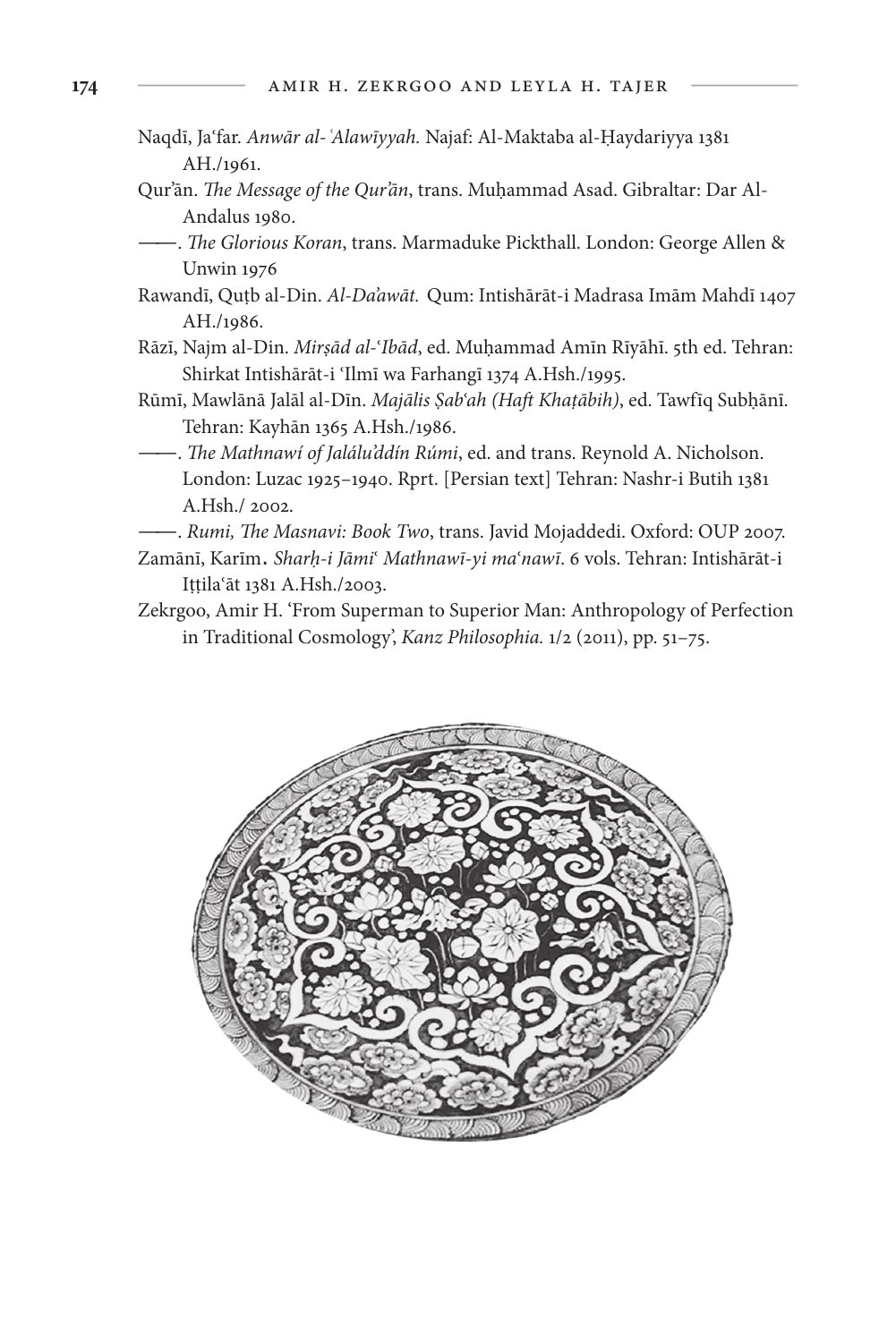Naqdī, Ja'far. *Anwār al-ʿAlawīyyah.* Najaf: Al-Maktaba al-Ḥaydariyya 1381 AH./1961.

Qur'ān. *The Message of the Qur'ān*, trans. Muḥammad Asad. Gibraltar: Dar Al-Andalus 1980.

——. *The Glorious Koran*, trans. Marmaduke Pickthall. London: George Allen & Unwin 1976

Rawandī, Quṭb al-Din. *Al-Da'awāt.* Qum: Intishārāt-i Madrasa Imām Mahdī 1407 AH./1986.

Rāzī, Najm al-Din. *Mirṣād al-'Ibād*, ed. Muḥammad Amīn Rīyāhī. 5th ed. Tehran: Shirkat Intishārāt-i 'Ilmī wa Farhangī 1374 A.Hsh./1995.

Rūmī, Mawlānā Jalāl al-Dīn. *Majālis Ṣab'ah (Haft Khaṭābih)*, ed. Tawfīq Subḥānī. Tehran: Kayhān 1365 A.Hsh./1986.

——. *The Mathnawí of Jaláluʾddín Rúmi*, ed. and trans. Reynold A. Nicholson. London: Luzac 1925–1940. Rprt. [Persian text] Tehran: Nashr-i Butih 1381 A.Hsh./ 2002.

——. *Rumi, The Masnavi: Book Two*, trans. Javid Mojaddedi. Oxford: OUP 2007.

Zamānī, Karīm. *Sharḥ-i Jāmi' Mathnawī-yi ma'nawī*. 6 vols. Tehran: Intishārāt-i Iṭṭila'āt 1381 A.Hsh./2003.

Zekrgoo, Amir H. 'From Superman to Superior Man: Anthropology of Perfection in Traditional Cosmology', *Kanz Philosophia.* 1/2 (2011), pp. 51–75.